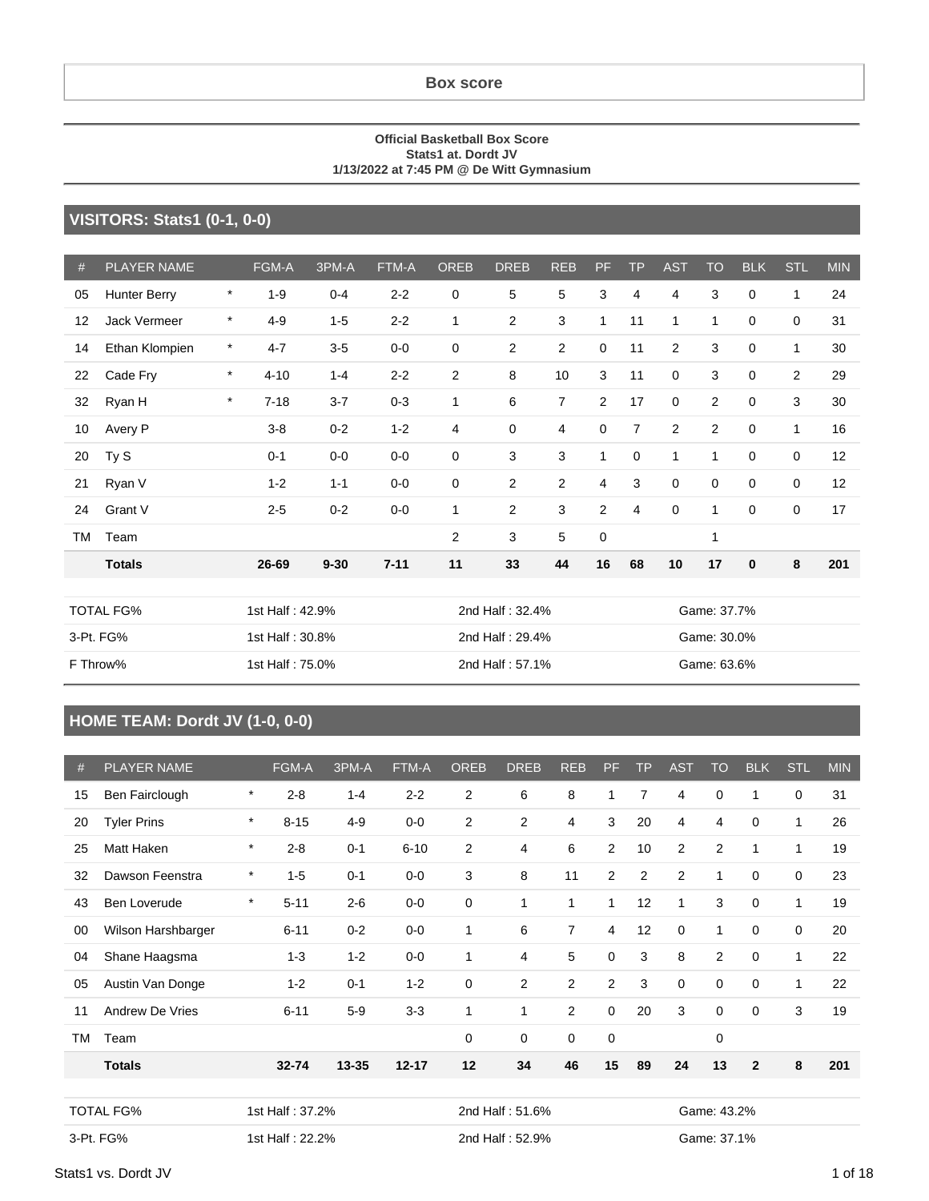# Box score

**Official Basketball Box Score**
**Stats1 at. Dordt JV**
**1/13/2022 at 7:45 PM @ De Witt Gymnasium**

## VISITORS: Stats1 (0-1, 0-0)

| # | PLAYER NAME | | FGM-A | 3PM-A | FTM-A | OREB | DREB | REB | PF | TP | AST | TO | BLK | STL | MIN |
|---|---|---|---|---|---|---|---|---|---|---|---|---|---|---|---|
| 05 | Hunter Berry | * | 1-9 | 0-4 | 2-2 | 0 | 5 | 5 | 3 | 4 | 4 | 3 | 0 | 1 | 24 |
| 12 | Jack Vermeer | * | 4-9 | 1-5 | 2-2 | 1 | 2 | 3 | 1 | 11 | 1 | 1 | 0 | 0 | 31 |
| 14 | Ethan Klompien | * | 4-7 | 3-5 | 0-0 | 0 | 2 | 2 | 0 | 11 | 2 | 3 | 0 | 1 | 30 |
| 22 | Cade Fry | * | 4-10 | 1-4 | 2-2 | 2 | 8 | 10 | 3 | 11 | 0 | 3 | 0 | 2 | 29 |
| 32 | Ryan H | * | 7-18 | 3-7 | 0-3 | 1 | 6 | 7 | 2 | 17 | 0 | 2 | 0 | 3 | 30 |
| 10 | Avery P | | 3-8 | 0-2 | 1-2 | 4 | 0 | 4 | 0 | 7 | 2 | 2 | 0 | 1 | 16 |
| 20 | Ty S | | 0-1 | 0-0 | 0-0 | 0 | 3 | 3 | 1 | 0 | 1 | 1 | 0 | 0 | 12 |
| 21 | Ryan V | | 1-2 | 1-1 | 0-0 | 0 | 2 | 2 | 4 | 3 | 0 | 0 | 0 | 0 | 12 |
| 24 | Grant V | | 2-5 | 0-2 | 0-0 | 1 | 2 | 3 | 2 | 4 | 0 | 1 | 0 | 0 | 17 |
| TM | Team | | | | | 2 | 3 | 5 | 0 | | | 1 | | | |
| | **Totals** | | **26-69** | **9-30** | **7-11** | **11** | **33** | **44** | **16** | **68** | **10** | **17** | **0** | **8** | **201** |

| | | | |
|---|---|---|---|
| TOTAL FG% | 1st Half : 42.9% | 2nd Half : 32.4% | Game: 37.7% |
| 3-Pt. FG% | 1st Half : 30.8% | 2nd Half : 29.4% | Game: 30.0% |
| F Throw% | 1st Half : 75.0% | 2nd Half : 57.1% | Game: 63.6% |

## HOME TEAM: Dordt JV (1-0, 0-0)

| # | PLAYER NAME | | FGM-A | 3PM-A | FTM-A | OREB | DREB | REB | PF | TP | AST | TO | BLK | STL | MIN |
|---|---|---|---|---|---|---|---|---|---|---|---|---|---|---|---|
| 15 | Ben Fairclough | * | 2-8 | 1-4 | 2-2 | 2 | 6 | 8 | 1 | 7 | 4 | 0 | 1 | 0 | 31 |
| 20 | Tyler Prins | * | 8-15 | 4-9 | 0-0 | 2 | 2 | 4 | 3 | 20 | 4 | 4 | 0 | 1 | 26 |
| 25 | Matt Haken | * | 2-8 | 0-1 | 6-10 | 2 | 4 | 6 | 2 | 10 | 2 | 2 | 1 | 1 | 19 |
| 32 | Dawson Feenstra | * | 1-5 | 0-1 | 0-0 | 3 | 8 | 11 | 2 | 2 | 2 | 1 | 0 | 0 | 23 |
| 43 | Ben Loverude | * | 5-11 | 2-6 | 0-0 | 0 | 1 | 1 | 1 | 12 | 1 | 3 | 0 | 1 | 19 |
| 00 | Wilson Harshbarger | | 6-11 | 0-2 | 0-0 | 1 | 6 | 7 | 4 | 12 | 0 | 1 | 0 | 0 | 20 |
| 04 | Shane Haagsma | | 1-3 | 1-2 | 0-0 | 1 | 4 | 5 | 0 | 3 | 8 | 2 | 0 | 1 | 22 |
| 05 | Austin Van Donge | | 1-2 | 0-1 | 1-2 | 0 | 2 | 2 | 2 | 3 | 0 | 0 | 0 | 1 | 22 |
| 11 | Andrew De Vries | | 6-11 | 5-9 | 3-3 | 1 | 1 | 2 | 0 | 20 | 3 | 0 | 0 | 3 | 19 |
| TM | Team | | | | | 0 | 0 | 0 | 0 | | | 0 | | | |
| | **Totals** | | **32-74** | **13-35** | **12-17** | **12** | **34** | **46** | **15** | **89** | **24** | **13** | **2** | **8** | **201** |

| | | | |
|---|---|---|---|
| TOTAL FG% | 1st Half : 37.2% | 2nd Half : 51.6% | Game: 43.2% |
| 3-Pt. FG% | 1st Half : 22.2% | 2nd Half : 52.9% | Game: 37.1% |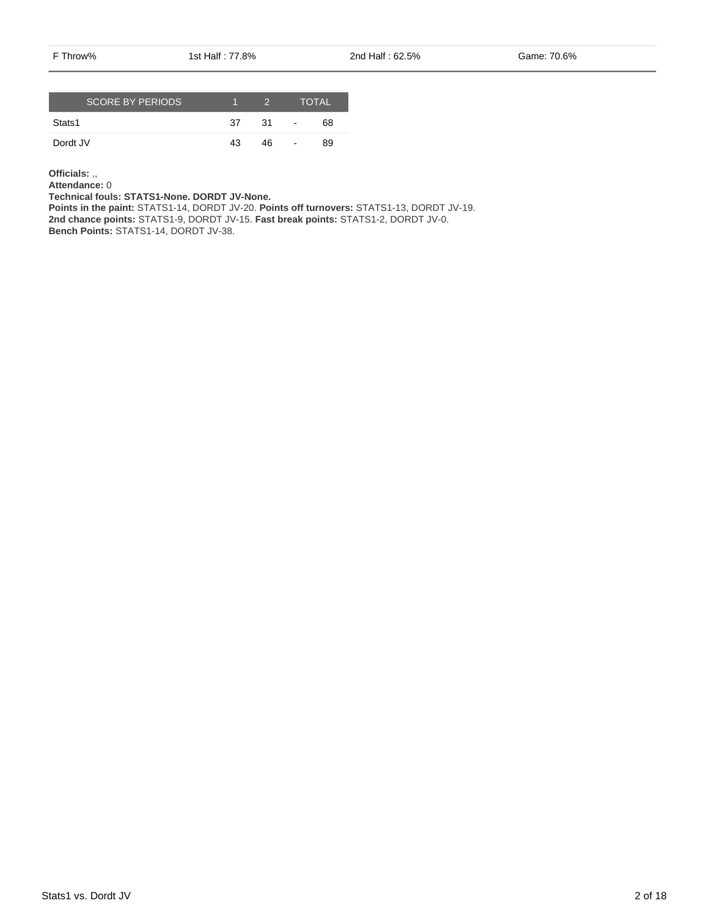| F Throw% | 1st Half : 77.8% | 2nd Half : 62.5% | Game: 70.6% |
| --- | --- | --- | --- |

| SCORE BY PERIODS | 1 | 2 | | TOTAL |
| --- | --- | --- | --- | --- |
| Stats1 | 37 | 31 | - | 68 |
| Dordt JV | 43 | 46 | - | 89 |

**Officials:** ,,
**Attendance:** 0
**Technical fouls: STATS1-None. DORDT JV-None.**
**Points in the paint:** STATS1-14, DORDT JV-20. **Points off turnovers:** STATS1-13, DORDT JV-19.
**2nd chance points:** STATS1-9, DORDT JV-15. **Fast break points:** STATS1-2, DORDT JV-0.
**Bench Points:** STATS1-14, DORDT JV-38.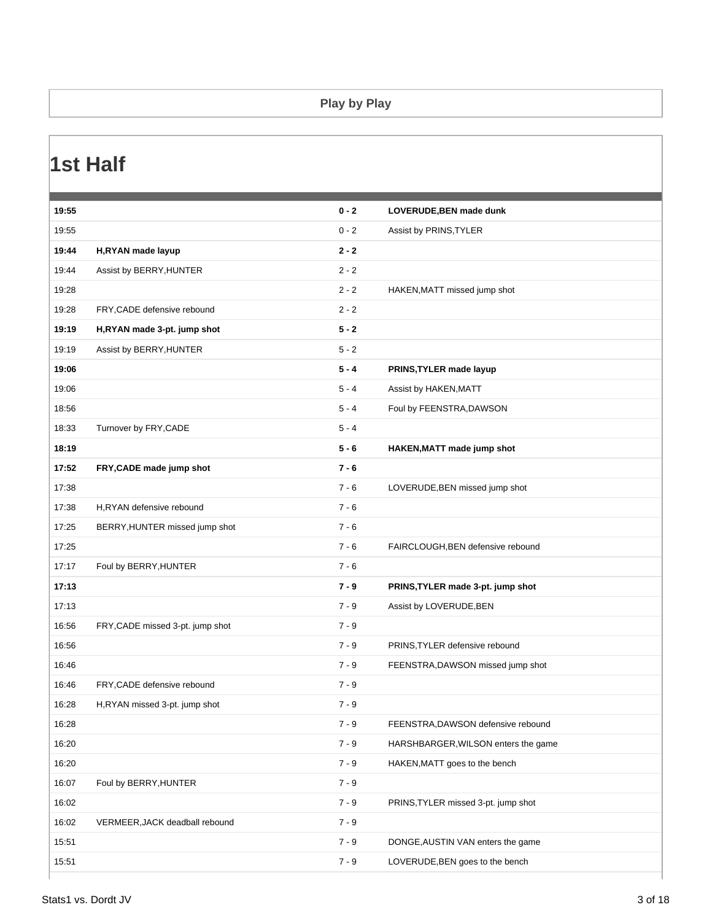## Play by Play

# 1st Half

| Time | Home | Score | Away |
|---|---|---|---|
| **19:55** | | **0 - 2** | **LOVERUDE,BEN made dunk** |
| 19:55 | | 0 - 2 | Assist by PRINS,TYLER |
| **19:44** | **H,RYAN made layup** | **2 - 2** | |
| 19:44 | Assist by BERRY,HUNTER | 2 - 2 | |
| 19:28 | | 2 - 2 | HAKEN,MATT missed jump shot |
| 19:28 | FRY,CADE defensive rebound | 2 - 2 | |
| **19:19** | **H,RYAN made 3-pt. jump shot** | **5 - 2** | |
| 19:19 | Assist by BERRY,HUNTER | 5 - 2 | |
| **19:06** | | **5 - 4** | **PRINS,TYLER made layup** |
| 19:06 | | 5 - 4 | Assist by HAKEN,MATT |
| 18:56 | | 5 - 4 | Foul by FEENSTRA,DAWSON |
| 18:33 | Turnover by FRY,CADE | 5 - 4 | |
| **18:19** | | **5 - 6** | **HAKEN,MATT made jump shot** |
| **17:52** | **FRY,CADE made jump shot** | **7 - 6** | |
| 17:38 | | 7 - 6 | LOVERUDE,BEN missed jump shot |
| 17:38 | H,RYAN defensive rebound | 7 - 6 | |
| 17:25 | BERRY,HUNTER missed jump shot | 7 - 6 | |
| 17:25 | | 7 - 6 | FAIRCLOUGH,BEN defensive rebound |
| 17:17 | Foul by BERRY,HUNTER | 7 - 6 | |
| **17:13** | | **7 - 9** | **PRINS,TYLER made 3-pt. jump shot** |
| 17:13 | | 7 - 9 | Assist by LOVERUDE,BEN |
| 16:56 | FRY,CADE missed 3-pt. jump shot | 7 - 9 | |
| 16:56 | | 7 - 9 | PRINS,TYLER defensive rebound |
| 16:46 | | 7 - 9 | FEENSTRA,DAWSON missed jump shot |
| 16:46 | FRY,CADE defensive rebound | 7 - 9 | |
| 16:28 | H,RYAN missed 3-pt. jump shot | 7 - 9 | |
| 16:28 | | 7 - 9 | FEENSTRA,DAWSON defensive rebound |
| 16:20 | | 7 - 9 | HARSHBARGER,WILSON enters the game |
| 16:20 | | 7 - 9 | HAKEN,MATT goes to the bench |
| 16:07 | Foul by BERRY,HUNTER | 7 - 9 | |
| 16:02 | | 7 - 9 | PRINS,TYLER missed 3-pt. jump shot |
| 16:02 | VERMEER,JACK deadball rebound | 7 - 9 | |
| 15:51 | | 7 - 9 | DONGE,AUSTIN VAN enters the game |
| 15:51 | | 7 - 9 | LOVERUDE,BEN goes to the bench |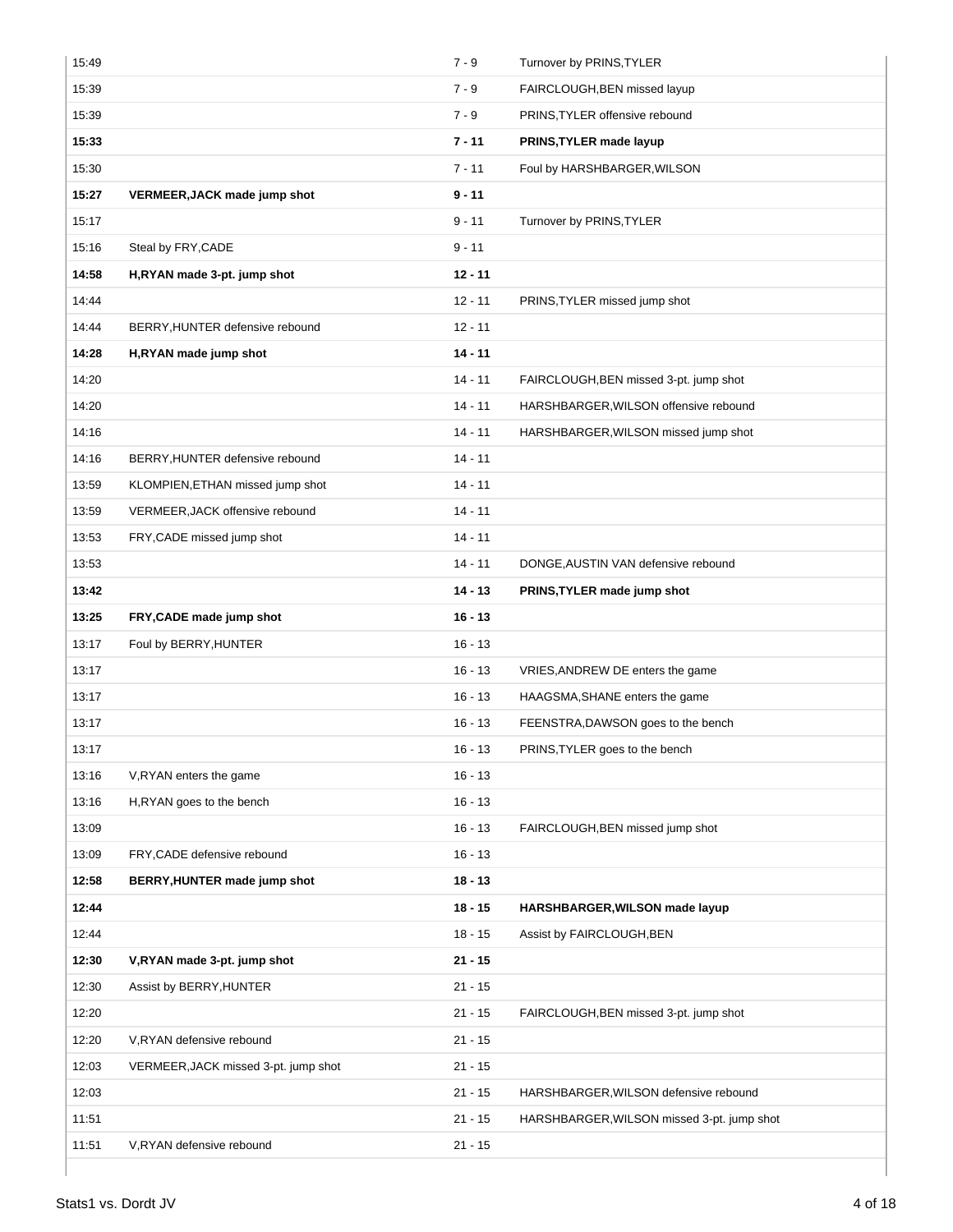| Time | Home | Score | Visitor |
|---|---|---|---|
| 15:49 | | 7 - 9 | Turnover by PRINS,TYLER |
| 15:39 | | 7 - 9 | FAIRCLOUGH,BEN missed layup |
| 15:39 | | 7 - 9 | PRINS,TYLER offensive rebound |
| **15:33** | | **7 - 11** | **PRINS,TYLER made layup** |
| 15:30 | | 7 - 11 | Foul by HARSHBARGER,WILSON |
| **15:27** | **VERMEER,JACK made jump shot** | **9 - 11** | |
| 15:17 | | 9 - 11 | Turnover by PRINS,TYLER |
| 15:16 | Steal by FRY,CADE | 9 - 11 | |
| **14:58** | **H,RYAN made 3-pt. jump shot** | **12 - 11** | |
| 14:44 | | 12 - 11 | PRINS,TYLER missed jump shot |
| 14:44 | BERRY,HUNTER defensive rebound | 12 - 11 | |
| **14:28** | **H,RYAN made jump shot** | **14 - 11** | |
| 14:20 | | 14 - 11 | FAIRCLOUGH,BEN missed 3-pt. jump shot |
| 14:20 | | 14 - 11 | HARSHBARGER,WILSON offensive rebound |
| 14:16 | | 14 - 11 | HARSHBARGER,WILSON missed jump shot |
| 14:16 | BERRY,HUNTER defensive rebound | 14 - 11 | |
| 13:59 | KLOMPIEN,ETHAN missed jump shot | 14 - 11 | |
| 13:59 | VERMEER,JACK offensive rebound | 14 - 11 | |
| 13:53 | FRY,CADE missed jump shot | 14 - 11 | |
| 13:53 | | 14 - 11 | DONGE,AUSTIN VAN defensive rebound |
| **13:42** | | **14 - 13** | **PRINS,TYLER made jump shot** |
| **13:25** | **FRY,CADE made jump shot** | **16 - 13** | |
| 13:17 | Foul by BERRY,HUNTER | 16 - 13 | |
| 13:17 | | 16 - 13 | VRIES,ANDREW DE enters the game |
| 13:17 | | 16 - 13 | HAAGSMA,SHANE enters the game |
| 13:17 | | 16 - 13 | FEENSTRA,DAWSON goes to the bench |
| 13:17 | | 16 - 13 | PRINS,TYLER goes to the bench |
| 13:16 | V,RYAN enters the game | 16 - 13 | |
| 13:16 | H,RYAN goes to the bench | 16 - 13 | |
| 13:09 | | 16 - 13 | FAIRCLOUGH,BEN missed jump shot |
| 13:09 | FRY,CADE defensive rebound | 16 - 13 | |
| **12:58** | **BERRY,HUNTER made jump shot** | **18 - 13** | |
| **12:44** | | **18 - 15** | **HARSHBARGER,WILSON made layup** |
| 12:44 | | 18 - 15 | Assist by FAIRCLOUGH,BEN |
| **12:30** | **V,RYAN made 3-pt. jump shot** | **21 - 15** | |
| 12:30 | Assist by BERRY,HUNTER | 21 - 15 | |
| 12:20 | | 21 - 15 | FAIRCLOUGH,BEN missed 3-pt. jump shot |
| 12:20 | V,RYAN defensive rebound | 21 - 15 | |
| 12:03 | VERMEER,JACK missed 3-pt. jump shot | 21 - 15 | |
| 12:03 | | 21 - 15 | HARSHBARGER,WILSON defensive rebound |
| 11:51 | | 21 - 15 | HARSHBARGER,WILSON missed 3-pt. jump shot |
| 11:51 | V,RYAN defensive rebound | 21 - 15 | |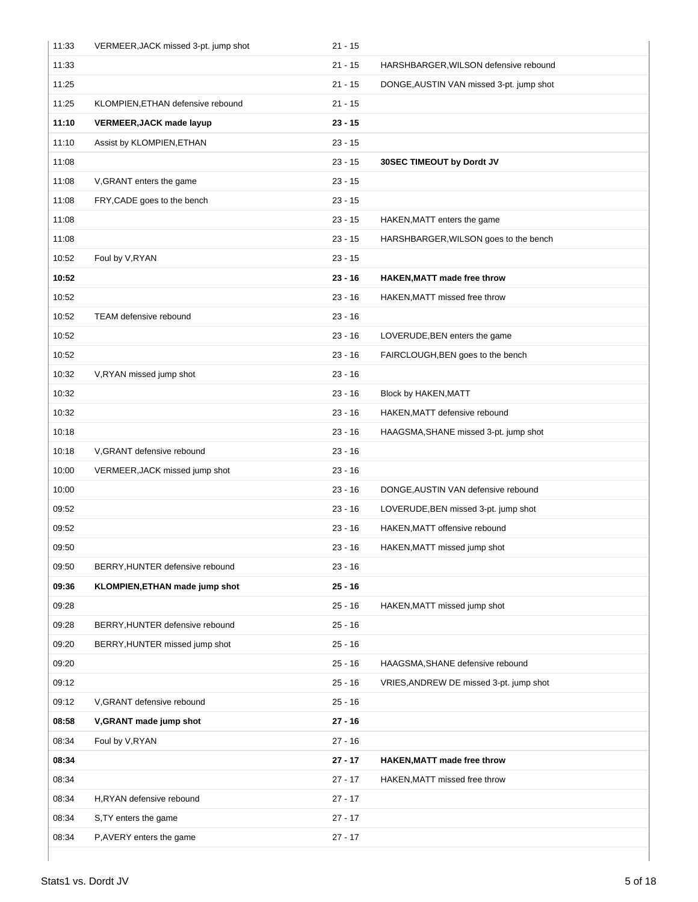| | | | |
|---|---|---|---|
| 11:33 | VERMEER,JACK missed 3-pt. jump shot | 21 - 15 | |
| 11:33 | | 21 - 15 | HARSHBARGER,WILSON defensive rebound |
| 11:25 | | 21 - 15 | DONGE,AUSTIN VAN missed 3-pt. jump shot |
| 11:25 | KLOMPIEN,ETHAN defensive rebound | 21 - 15 | |
| **11:10** | **VERMEER,JACK made layup** | **23 - 15** | |
| 11:10 | Assist by KLOMPIEN,ETHAN | 23 - 15 | |
| 11:08 | | 23 - 15 | **30SEC TIMEOUT by Dordt JV** |
| 11:08 | V,GRANT enters the game | 23 - 15 | |
| 11:08 | FRY,CADE goes to the bench | 23 - 15 | |
| 11:08 | | 23 - 15 | HAKEN,MATT enters the game |
| 11:08 | | 23 - 15 | HARSHBARGER,WILSON goes to the bench |
| 10:52 | Foul by V,RYAN | 23 - 15 | |
| **10:52** | | **23 - 16** | **HAKEN,MATT made free throw** |
| 10:52 | | 23 - 16 | HAKEN,MATT missed free throw |
| 10:52 | TEAM defensive rebound | 23 - 16 | |
| 10:52 | | 23 - 16 | LOVERUDE,BEN enters the game |
| 10:52 | | 23 - 16 | FAIRCLOUGH,BEN goes to the bench |
| 10:32 | V,RYAN missed jump shot | 23 - 16 | |
| 10:32 | | 23 - 16 | Block by HAKEN,MATT |
| 10:32 | | 23 - 16 | HAKEN,MATT defensive rebound |
| 10:18 | | 23 - 16 | HAAGSMA,SHANE missed 3-pt. jump shot |
| 10:18 | V,GRANT defensive rebound | 23 - 16 | |
| 10:00 | VERMEER,JACK missed jump shot | 23 - 16 | |
| 10:00 | | 23 - 16 | DONGE,AUSTIN VAN defensive rebound |
| 09:52 | | 23 - 16 | LOVERUDE,BEN missed 3-pt. jump shot |
| 09:52 | | 23 - 16 | HAKEN,MATT offensive rebound |
| 09:50 | | 23 - 16 | HAKEN,MATT missed jump shot |
| 09:50 | BERRY,HUNTER defensive rebound | 23 - 16 | |
| **09:36** | **KLOMPIEN,ETHAN made jump shot** | **25 - 16** | |
| 09:28 | | 25 - 16 | HAKEN,MATT missed jump shot |
| 09:28 | BERRY,HUNTER defensive rebound | 25 - 16 | |
| 09:20 | BERRY,HUNTER missed jump shot | 25 - 16 | |
| 09:20 | | 25 - 16 | HAAGSMA,SHANE defensive rebound |
| 09:12 | | 25 - 16 | VRIES,ANDREW DE missed 3-pt. jump shot |
| 09:12 | V,GRANT defensive rebound | 25 - 16 | |
| **08:58** | **V,GRANT made jump shot** | **27 - 16** | |
| 08:34 | Foul by V,RYAN | 27 - 16 | |
| **08:34** | | **27 - 17** | **HAKEN,MATT made free throw** |
| 08:34 | | 27 - 17 | HAKEN,MATT missed free throw |
| 08:34 | H,RYAN defensive rebound | 27 - 17 | |
| 08:34 | S,TY enters the game | 27 - 17 | |
| 08:34 | P,AVERY enters the game | 27 - 17 | |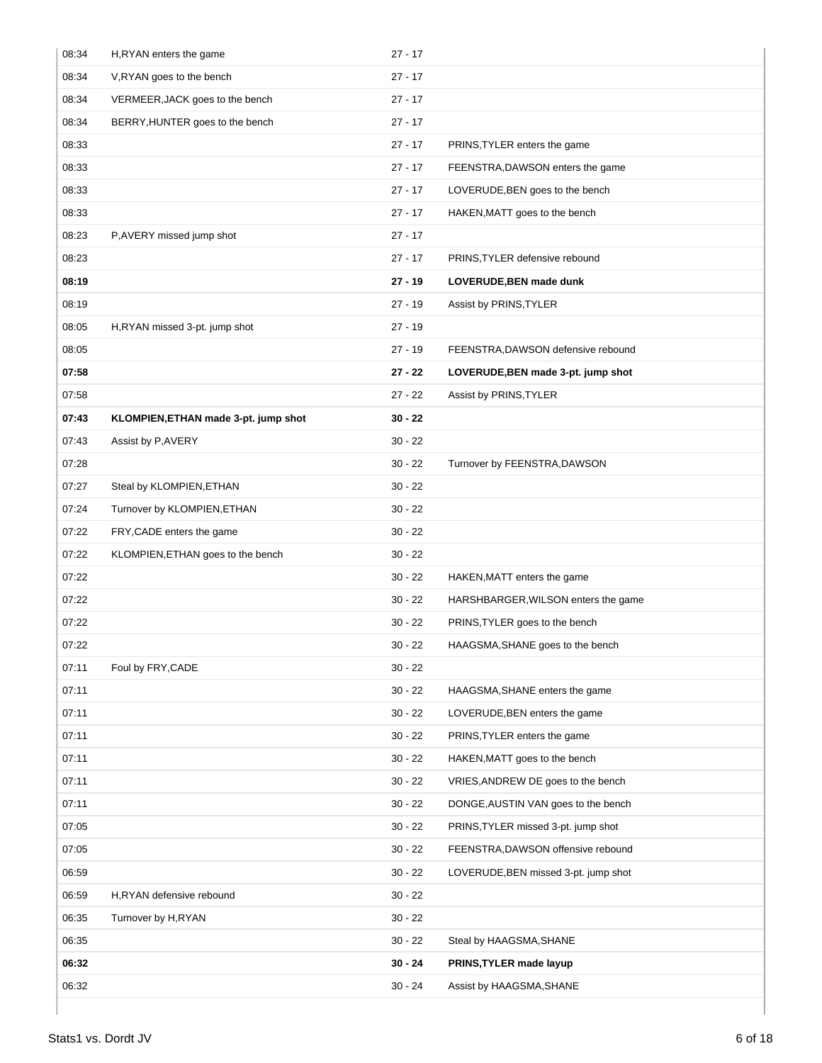| Time | Home | Score | Away |
|---|---|---|---|
| 08:34 | H,RYAN enters the game | 27 - 17 | |
| 08:34 | V,RYAN goes to the bench | 27 - 17 | |
| 08:34 | VERMEER,JACK goes to the bench | 27 - 17 | |
| 08:34 | BERRY,HUNTER goes to the bench | 27 - 17 | |
| 08:33 | | 27 - 17 | PRINS,TYLER enters the game |
| 08:33 | | 27 - 17 | FEENSTRA,DAWSON enters the game |
| 08:33 | | 27 - 17 | LOVERUDE,BEN goes to the bench |
| 08:33 | | 27 - 17 | HAKEN,MATT goes to the bench |
| 08:23 | P,AVERY missed jump shot | 27 - 17 | |
| 08:23 | | 27 - 17 | PRINS,TYLER defensive rebound |
| **08:19** | | **27 - 19** | **LOVERUDE,BEN made dunk** |
| 08:19 | | 27 - 19 | Assist by PRINS,TYLER |
| 08:05 | H,RYAN missed 3-pt. jump shot | 27 - 19 | |
| 08:05 | | 27 - 19 | FEENSTRA,DAWSON defensive rebound |
| **07:58** | | **27 - 22** | **LOVERUDE,BEN made 3-pt. jump shot** |
| 07:58 | | 27 - 22 | Assist by PRINS,TYLER |
| **07:43** | **KLOMPIEN,ETHAN made 3-pt. jump shot** | **30 - 22** | |
| 07:43 | Assist by P,AVERY | 30 - 22 | |
| 07:28 | | 30 - 22 | Turnover by FEENSTRA,DAWSON |
| 07:27 | Steal by KLOMPIEN,ETHAN | 30 - 22 | |
| 07:24 | Turnover by KLOMPIEN,ETHAN | 30 - 22 | |
| 07:22 | FRY,CADE enters the game | 30 - 22 | |
| 07:22 | KLOMPIEN,ETHAN goes to the bench | 30 - 22 | |
| 07:22 | | 30 - 22 | HAKEN,MATT enters the game |
| 07:22 | | 30 - 22 | HARSHBARGER,WILSON enters the game |
| 07:22 | | 30 - 22 | PRINS,TYLER goes to the bench |
| 07:22 | | 30 - 22 | HAAGSMA,SHANE goes to the bench |
| 07:11 | Foul by FRY,CADE | 30 - 22 | |
| 07:11 | | 30 - 22 | HAAGSMA,SHANE enters the game |
| 07:11 | | 30 - 22 | LOVERUDE,BEN enters the game |
| 07:11 | | 30 - 22 | PRINS,TYLER enters the game |
| 07:11 | | 30 - 22 | HAKEN,MATT goes to the bench |
| 07:11 | | 30 - 22 | VRIES,ANDREW DE goes to the bench |
| 07:11 | | 30 - 22 | DONGE,AUSTIN VAN goes to the bench |
| 07:05 | | 30 - 22 | PRINS,TYLER missed 3-pt. jump shot |
| 07:05 | | 30 - 22 | FEENSTRA,DAWSON offensive rebound |
| 06:59 | | 30 - 22 | LOVERUDE,BEN missed 3-pt. jump shot |
| 06:59 | H,RYAN defensive rebound | 30 - 22 | |
| 06:35 | Turnover by H,RYAN | 30 - 22 | |
| 06:35 | | 30 - 22 | Steal by HAAGSMA,SHANE |
| **06:32** | | **30 - 24** | **PRINS,TYLER made layup** |
| 06:32 | | 30 - 24 | Assist by HAAGSMA,SHANE |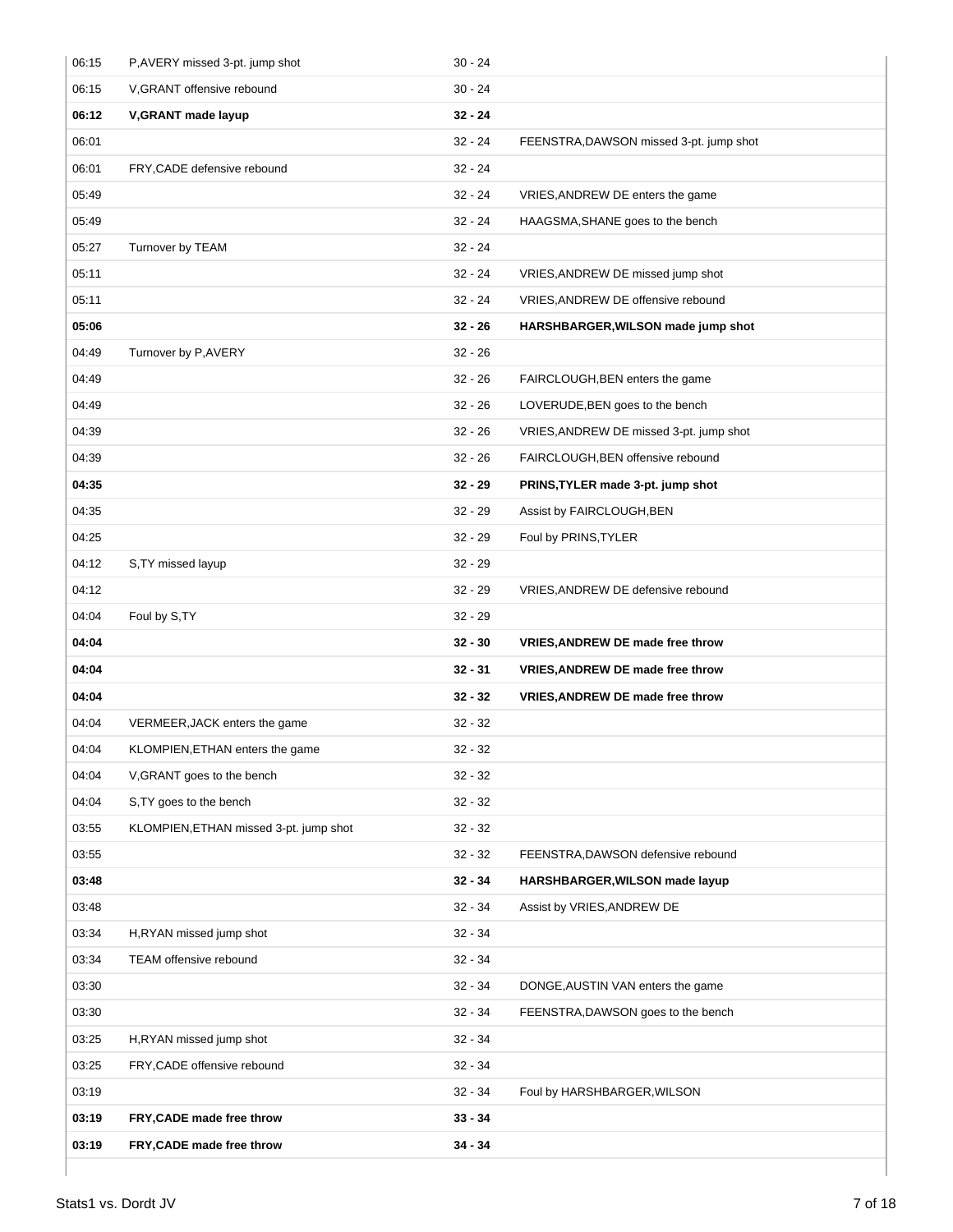| Time | Home | Score | Visitor |
|---|---|---|---|
| 06:15 | P,AVERY missed 3-pt. jump shot | 30 - 24 | |
| 06:15 | V,GRANT offensive rebound | 30 - 24 | |
| **06:12** | **V,GRANT made layup** | **32 - 24** | |
| 06:01 | | 32 - 24 | FEENSTRA,DAWSON missed 3-pt. jump shot |
| 06:01 | FRY,CADE defensive rebound | 32 - 24 | |
| 05:49 | | 32 - 24 | VRIES,ANDREW DE enters the game |
| 05:49 | | 32 - 24 | HAAGSMA,SHANE goes to the bench |
| 05:27 | Turnover by TEAM | 32 - 24 | |
| 05:11 | | 32 - 24 | VRIES,ANDREW DE missed jump shot |
| 05:11 | | 32 - 24 | VRIES,ANDREW DE offensive rebound |
| **05:06** | | **32 - 26** | **HARSHBARGER,WILSON made jump shot** |
| 04:49 | Turnover by P,AVERY | 32 - 26 | |
| 04:49 | | 32 - 26 | FAIRCLOUGH,BEN enters the game |
| 04:49 | | 32 - 26 | LOVERUDE,BEN goes to the bench |
| 04:39 | | 32 - 26 | VRIES,ANDREW DE missed 3-pt. jump shot |
| 04:39 | | 32 - 26 | FAIRCLOUGH,BEN offensive rebound |
| **04:35** | | **32 - 29** | **PRINS,TYLER made 3-pt. jump shot** |
| 04:35 | | 32 - 29 | Assist by FAIRCLOUGH,BEN |
| 04:25 | | 32 - 29 | Foul by PRINS,TYLER |
| 04:12 | S,TY missed layup | 32 - 29 | |
| 04:12 | | 32 - 29 | VRIES,ANDREW DE defensive rebound |
| 04:04 | Foul by S,TY | 32 - 29 | |
| **04:04** | | **32 - 30** | **VRIES,ANDREW DE made free throw** |
| **04:04** | | **32 - 31** | **VRIES,ANDREW DE made free throw** |
| **04:04** | | **32 - 32** | **VRIES,ANDREW DE made free throw** |
| 04:04 | VERMEER,JACK enters the game | 32 - 32 | |
| 04:04 | KLOMPIEN,ETHAN enters the game | 32 - 32 | |
| 04:04 | V,GRANT goes to the bench | 32 - 32 | |
| 04:04 | S,TY goes to the bench | 32 - 32 | |
| 03:55 | KLOMPIEN,ETHAN missed 3-pt. jump shot | 32 - 32 | |
| 03:55 | | 32 - 32 | FEENSTRA,DAWSON defensive rebound |
| **03:48** | | **32 - 34** | **HARSHBARGER,WILSON made layup** |
| 03:48 | | 32 - 34 | Assist by VRIES,ANDREW DE |
| 03:34 | H,RYAN missed jump shot | 32 - 34 | |
| 03:34 | TEAM offensive rebound | 32 - 34 | |
| 03:30 | | 32 - 34 | DONGE,AUSTIN VAN enters the game |
| 03:30 | | 32 - 34 | FEENSTRA,DAWSON goes to the bench |
| 03:25 | H,RYAN missed jump shot | 32 - 34 | |
| 03:25 | FRY,CADE offensive rebound | 32 - 34 | |
| 03:19 | | 32 - 34 | Foul by HARSHBARGER,WILSON |
| **03:19** | **FRY,CADE made free throw** | **33 - 34** | |
| **03:19** | **FRY,CADE made free throw** | **34 - 34** | |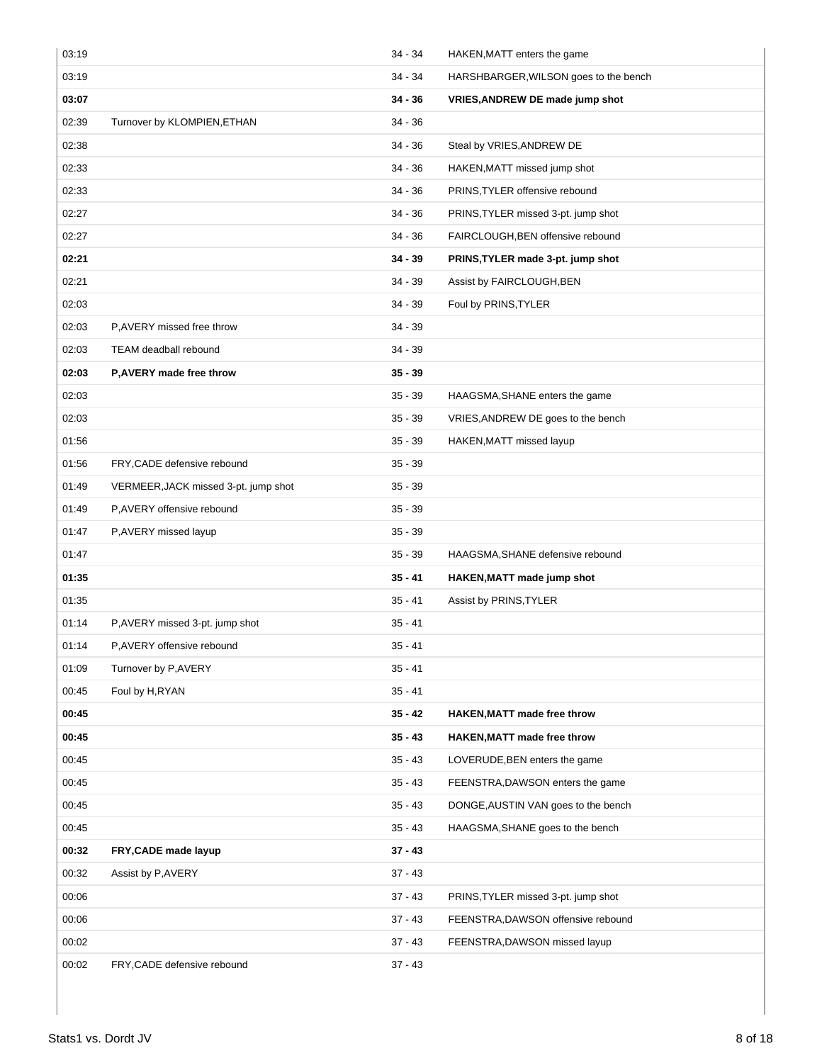| Time | Home | Score | Visitor |
|---|---|---|---|
| 03:19 | | 34 - 34 | HAKEN,MATT enters the game |
| 03:19 | | 34 - 34 | HARSHBARGER,WILSON goes to the bench |
| **03:07** | | **34 - 36** | **VRIES,ANDREW DE made jump shot** |
| 02:39 | Turnover by KLOMPIEN,ETHAN | 34 - 36 | |
| 02:38 | | 34 - 36 | Steal by VRIES,ANDREW DE |
| 02:33 | | 34 - 36 | HAKEN,MATT missed jump shot |
| 02:33 | | 34 - 36 | PRINS,TYLER offensive rebound |
| 02:27 | | 34 - 36 | PRINS,TYLER missed 3-pt. jump shot |
| 02:27 | | 34 - 36 | FAIRCLOUGH,BEN offensive rebound |
| **02:21** | | **34 - 39** | **PRINS,TYLER made 3-pt. jump shot** |
| 02:21 | | 34 - 39 | Assist by FAIRCLOUGH,BEN |
| 02:03 | | 34 - 39 | Foul by PRINS,TYLER |
| 02:03 | P,AVERY missed free throw | 34 - 39 | |
| 02:03 | TEAM deadball rebound | 34 - 39 | |
| **02:03** | **P,AVERY made free throw** | **35 - 39** | |
| 02:03 | | 35 - 39 | HAAGSMA,SHANE enters the game |
| 02:03 | | 35 - 39 | VRIES,ANDREW DE goes to the bench |
| 01:56 | | 35 - 39 | HAKEN,MATT missed layup |
| 01:56 | FRY,CADE defensive rebound | 35 - 39 | |
| 01:49 | VERMEER,JACK missed 3-pt. jump shot | 35 - 39 | |
| 01:49 | P,AVERY offensive rebound | 35 - 39 | |
| 01:47 | P,AVERY missed layup | 35 - 39 | |
| 01:47 | | 35 - 39 | HAAGSMA,SHANE defensive rebound |
| **01:35** | | **35 - 41** | **HAKEN,MATT made jump shot** |
| 01:35 | | 35 - 41 | Assist by PRINS,TYLER |
| 01:14 | P,AVERY missed 3-pt. jump shot | 35 - 41 | |
| 01:14 | P,AVERY offensive rebound | 35 - 41 | |
| 01:09 | Turnover by P,AVERY | 35 - 41 | |
| 00:45 | Foul by H,RYAN | 35 - 41 | |
| **00:45** | | **35 - 42** | **HAKEN,MATT made free throw** |
| **00:45** | | **35 - 43** | **HAKEN,MATT made free throw** |
| 00:45 | | 35 - 43 | LOVERUDE,BEN enters the game |
| 00:45 | | 35 - 43 | FEENSTRA,DAWSON enters the game |
| 00:45 | | 35 - 43 | DONGE,AUSTIN VAN goes to the bench |
| 00:45 | | 35 - 43 | HAAGSMA,SHANE goes to the bench |
| **00:32** | **FRY,CADE made layup** | **37 - 43** | |
| 00:32 | Assist by P,AVERY | 37 - 43 | |
| 00:06 | | 37 - 43 | PRINS,TYLER missed 3-pt. jump shot |
| 00:06 | | 37 - 43 | FEENSTRA,DAWSON offensive rebound |
| 00:02 | | 37 - 43 | FEENSTRA,DAWSON missed layup |
| 00:02 | FRY,CADE defensive rebound | 37 - 43 | |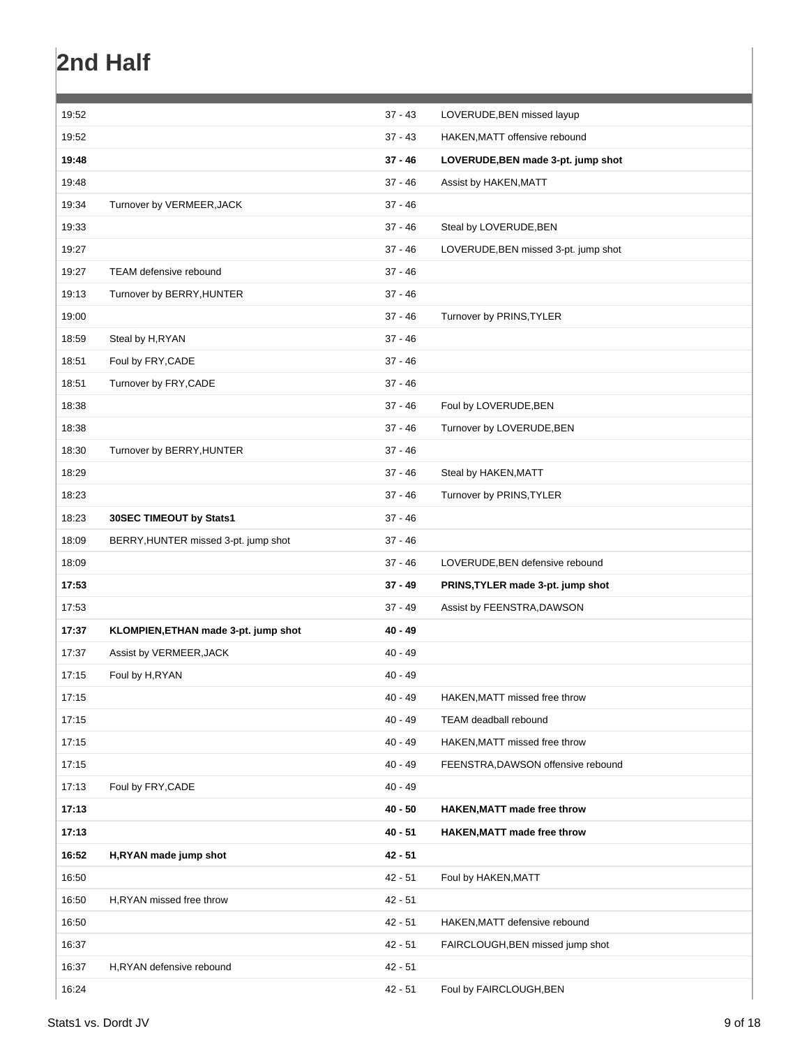## 2nd Half

| Time | Stats1 | Score | Dordt JV |
|---|---|---|---|
| 19:52 | | 37 - 43 | LOVERUDE,BEN missed layup |
| 19:52 | | 37 - 43 | HAKEN,MATT offensive rebound |
| **19:48** | | **37 - 46** | **LOVERUDE,BEN made 3-pt. jump shot** |
| 19:48 | | 37 - 46 | Assist by HAKEN,MATT |
| 19:34 | Turnover by VERMEER,JACK | 37 - 46 | |
| 19:33 | | 37 - 46 | Steal by LOVERUDE,BEN |
| 19:27 | | 37 - 46 | LOVERUDE,BEN missed 3-pt. jump shot |
| 19:27 | TEAM defensive rebound | 37 - 46 | |
| 19:13 | Turnover by BERRY,HUNTER | 37 - 46 | |
| 19:00 | | 37 - 46 | Turnover by PRINS,TYLER |
| 18:59 | Steal by H,RYAN | 37 - 46 | |
| 18:51 | Foul by FRY,CADE | 37 - 46 | |
| 18:51 | Turnover by FRY,CADE | 37 - 46 | |
| 18:38 | | 37 - 46 | Foul by LOVERUDE,BEN |
| 18:38 | | 37 - 46 | Turnover by LOVERUDE,BEN |
| 18:30 | Turnover by BERRY,HUNTER | 37 - 46 | |
| 18:29 | | 37 - 46 | Steal by HAKEN,MATT |
| 18:23 | | 37 - 46 | Turnover by PRINS,TYLER |
| 18:23 | **30SEC TIMEOUT by Stats1** | 37 - 46 | |
| 18:09 | BERRY,HUNTER missed 3-pt. jump shot | 37 - 46 | |
| 18:09 | | 37 - 46 | LOVERUDE,BEN defensive rebound |
| **17:53** | | **37 - 49** | **PRINS,TYLER made 3-pt. jump shot** |
| 17:53 | | 37 - 49 | Assist by FEENSTRA,DAWSON |
| **17:37** | **KLOMPIEN,ETHAN made 3-pt. jump shot** | **40 - 49** | |
| 17:37 | Assist by VERMEER,JACK | 40 - 49 | |
| 17:15 | Foul by H,RYAN | 40 - 49 | |
| 17:15 | | 40 - 49 | HAKEN,MATT missed free throw |
| 17:15 | | 40 - 49 | TEAM deadball rebound |
| 17:15 | | 40 - 49 | HAKEN,MATT missed free throw |
| 17:15 | | 40 - 49 | FEENSTRA,DAWSON offensive rebound |
| 17:13 | Foul by FRY,CADE | 40 - 49 | |
| **17:13** | | **40 - 50** | **HAKEN,MATT made free throw** |
| **17:13** | | **40 - 51** | **HAKEN,MATT made free throw** |
| **16:52** | **H,RYAN made jump shot** | **42 - 51** | |
| 16:50 | | 42 - 51 | Foul by HAKEN,MATT |
| 16:50 | H,RYAN missed free throw | 42 - 51 | |
| 16:50 | | 42 - 51 | HAKEN,MATT defensive rebound |
| 16:37 | | 42 - 51 | FAIRCLOUGH,BEN missed jump shot |
| 16:37 | H,RYAN defensive rebound | 42 - 51 | |
| 16:24 | | 42 - 51 | Foul by FAIRCLOUGH,BEN |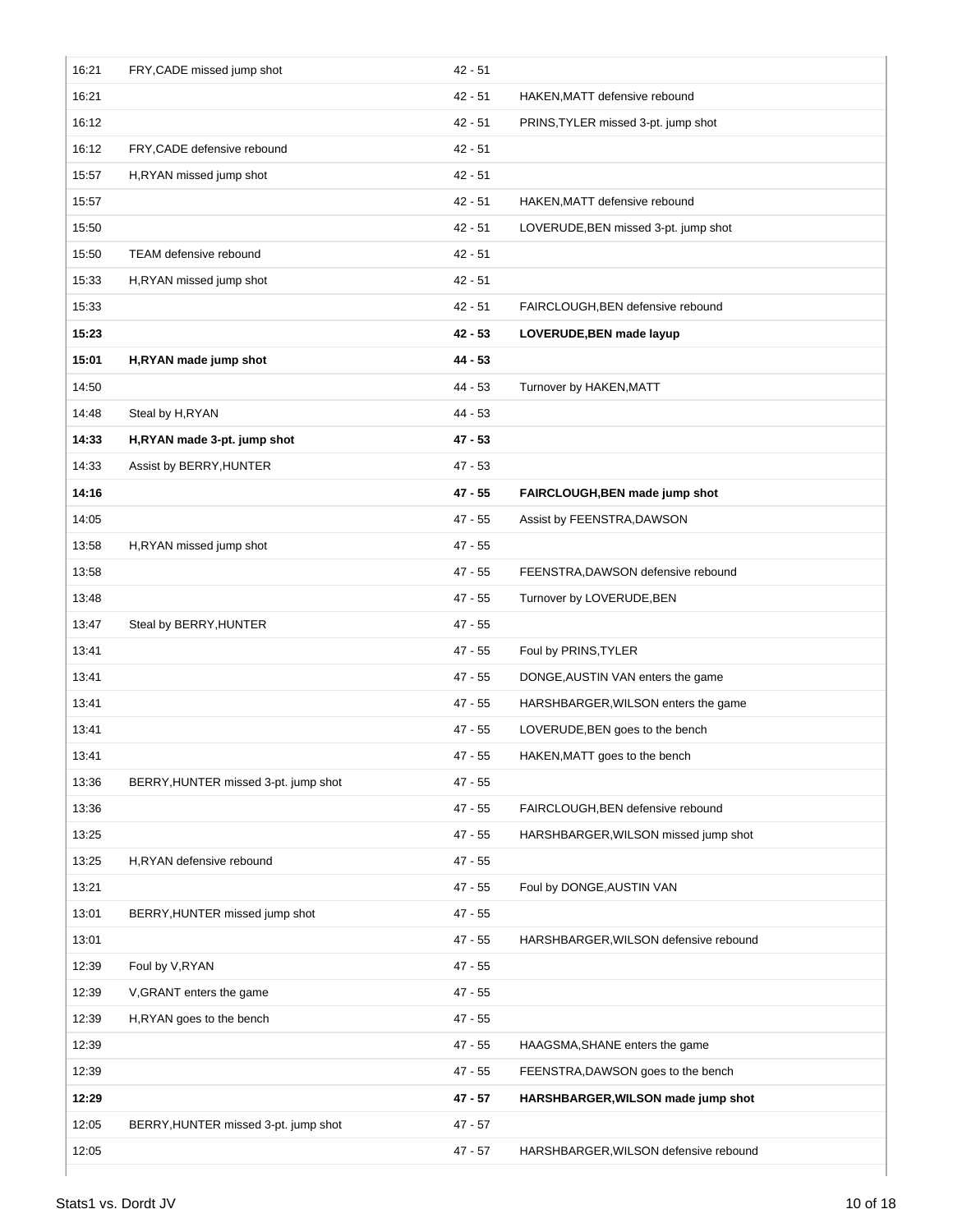| | | | |
|---|---|---|---|
| 16:21 | FRY,CADE missed jump shot | 42 - 51 | |
| 16:21 | | 42 - 51 | HAKEN,MATT defensive rebound |
| 16:12 | | 42 - 51 | PRINS,TYLER missed 3-pt. jump shot |
| 16:12 | FRY,CADE defensive rebound | 42 - 51 | |
| 15:57 | H,RYAN missed jump shot | 42 - 51 | |
| 15:57 | | 42 - 51 | HAKEN,MATT defensive rebound |
| 15:50 | | 42 - 51 | LOVERUDE,BEN missed 3-pt. jump shot |
| 15:50 | TEAM defensive rebound | 42 - 51 | |
| 15:33 | H,RYAN missed jump shot | 42 - 51 | |
| 15:33 | | 42 - 51 | FAIRCLOUGH,BEN defensive rebound |
| **15:23** | | **42 - 53** | **LOVERUDE,BEN made layup** |
| **15:01** | **H,RYAN made jump shot** | **44 - 53** | |
| 14:50 | | 44 - 53 | Turnover by HAKEN,MATT |
| 14:48 | Steal by H,RYAN | 44 - 53 | |
| **14:33** | **H,RYAN made 3-pt. jump shot** | **47 - 53** | |
| 14:33 | Assist by BERRY,HUNTER | 47 - 53 | |
| **14:16** | | **47 - 55** | **FAIRCLOUGH,BEN made jump shot** |
| 14:05 | | 47 - 55 | Assist by FEENSTRA,DAWSON |
| 13:58 | H,RYAN missed jump shot | 47 - 55 | |
| 13:58 | | 47 - 55 | FEENSTRA,DAWSON defensive rebound |
| 13:48 | | 47 - 55 | Turnover by LOVERUDE,BEN |
| 13:47 | Steal by BERRY,HUNTER | 47 - 55 | |
| 13:41 | | 47 - 55 | Foul by PRINS,TYLER |
| 13:41 | | 47 - 55 | DONGE,AUSTIN VAN enters the game |
| 13:41 | | 47 - 55 | HARSHBARGER,WILSON enters the game |
| 13:41 | | 47 - 55 | LOVERUDE,BEN goes to the bench |
| 13:41 | | 47 - 55 | HAKEN,MATT goes to the bench |
| 13:36 | BERRY,HUNTER missed 3-pt. jump shot | 47 - 55 | |
| 13:36 | | 47 - 55 | FAIRCLOUGH,BEN defensive rebound |
| 13:25 | | 47 - 55 | HARSHBARGER,WILSON missed jump shot |
| 13:25 | H,RYAN defensive rebound | 47 - 55 | |
| 13:21 | | 47 - 55 | Foul by DONGE,AUSTIN VAN |
| 13:01 | BERRY,HUNTER missed jump shot | 47 - 55 | |
| 13:01 | | 47 - 55 | HARSHBARGER,WILSON defensive rebound |
| 12:39 | Foul by V,RYAN | 47 - 55 | |
| 12:39 | V,GRANT enters the game | 47 - 55 | |
| 12:39 | H,RYAN goes to the bench | 47 - 55 | |
| 12:39 | | 47 - 55 | HAAGSMA,SHANE enters the game |
| 12:39 | | 47 - 55 | FEENSTRA,DAWSON goes to the bench |
| **12:29** | | **47 - 57** | **HARSHBARGER,WILSON made jump shot** |
| 12:05 | BERRY,HUNTER missed 3-pt. jump shot | 47 - 57 | |
| 12:05 | | 47 - 57 | HARSHBARGER,WILSON defensive rebound |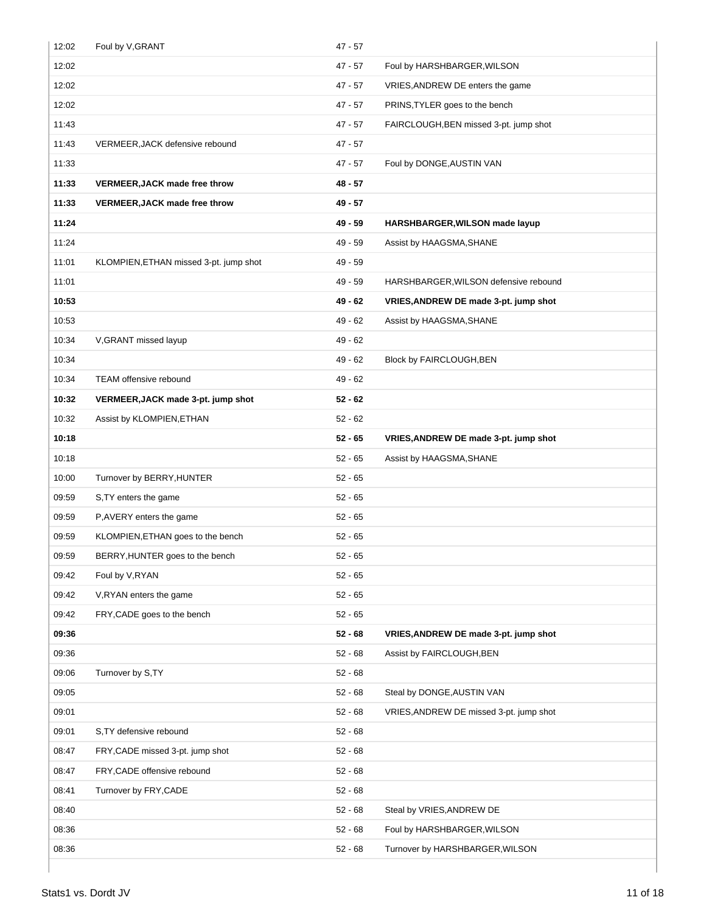| | | | |
|---|---|---|---|
| 12:02 | Foul by V,GRANT | 47 - 57 | |
| 12:02 | | 47 - 57 | Foul by HARSHBARGER,WILSON |
| 12:02 | | 47 - 57 | VRIES,ANDREW DE enters the game |
| 12:02 | | 47 - 57 | PRINS,TYLER goes to the bench |
| 11:43 | | 47 - 57 | FAIRCLOUGH,BEN missed 3-pt. jump shot |
| 11:43 | VERMEER,JACK defensive rebound | 47 - 57 | |
| 11:33 | | 47 - 57 | Foul by DONGE,AUSTIN VAN |
| **11:33** | **VERMEER,JACK made free throw** | **48 - 57** | |
| **11:33** | **VERMEER,JACK made free throw** | **49 - 57** | |
| **11:24** | | **49 - 59** | **HARSHBARGER,WILSON made layup** |
| 11:24 | | 49 - 59 | Assist by HAAGSMA,SHANE |
| 11:01 | KLOMPIEN,ETHAN missed 3-pt. jump shot | 49 - 59 | |
| 11:01 | | 49 - 59 | HARSHBARGER,WILSON defensive rebound |
| **10:53** | | **49 - 62** | **VRIES,ANDREW DE made 3-pt. jump shot** |
| 10:53 | | 49 - 62 | Assist by HAAGSMA,SHANE |
| 10:34 | V,GRANT missed layup | 49 - 62 | |
| 10:34 | | 49 - 62 | Block by FAIRCLOUGH,BEN |
| 10:34 | TEAM offensive rebound | 49 - 62 | |
| **10:32** | **VERMEER,JACK made 3-pt. jump shot** | **52 - 62** | |
| 10:32 | Assist by KLOMPIEN,ETHAN | 52 - 62 | |
| **10:18** | | **52 - 65** | **VRIES,ANDREW DE made 3-pt. jump shot** |
| 10:18 | | 52 - 65 | Assist by HAAGSMA,SHANE |
| 10:00 | Turnover by BERRY,HUNTER | 52 - 65 | |
| 09:59 | S,TY enters the game | 52 - 65 | |
| 09:59 | P,AVERY enters the game | 52 - 65 | |
| 09:59 | KLOMPIEN,ETHAN goes to the bench | 52 - 65 | |
| 09:59 | BERRY,HUNTER goes to the bench | 52 - 65 | |
| 09:42 | Foul by V,RYAN | 52 - 65 | |
| 09:42 | V,RYAN enters the game | 52 - 65 | |
| 09:42 | FRY,CADE goes to the bench | 52 - 65 | |
| **09:36** | | **52 - 68** | **VRIES,ANDREW DE made 3-pt. jump shot** |
| 09:36 | | 52 - 68 | Assist by FAIRCLOUGH,BEN |
| 09:06 | Turnover by S,TY | 52 - 68 | |
| 09:05 | | 52 - 68 | Steal by DONGE,AUSTIN VAN |
| 09:01 | | 52 - 68 | VRIES,ANDREW DE missed 3-pt. jump shot |
| 09:01 | S,TY defensive rebound | 52 - 68 | |
| 08:47 | FRY,CADE missed 3-pt. jump shot | 52 - 68 | |
| 08:47 | FRY,CADE offensive rebound | 52 - 68 | |
| 08:41 | Turnover by FRY,CADE | 52 - 68 | |
| 08:40 | | 52 - 68 | Steal by VRIES,ANDREW DE |
| 08:36 | | 52 - 68 | Foul by HARSHBARGER,WILSON |
| 08:36 | | 52 - 68 | Turnover by HARSHBARGER,WILSON |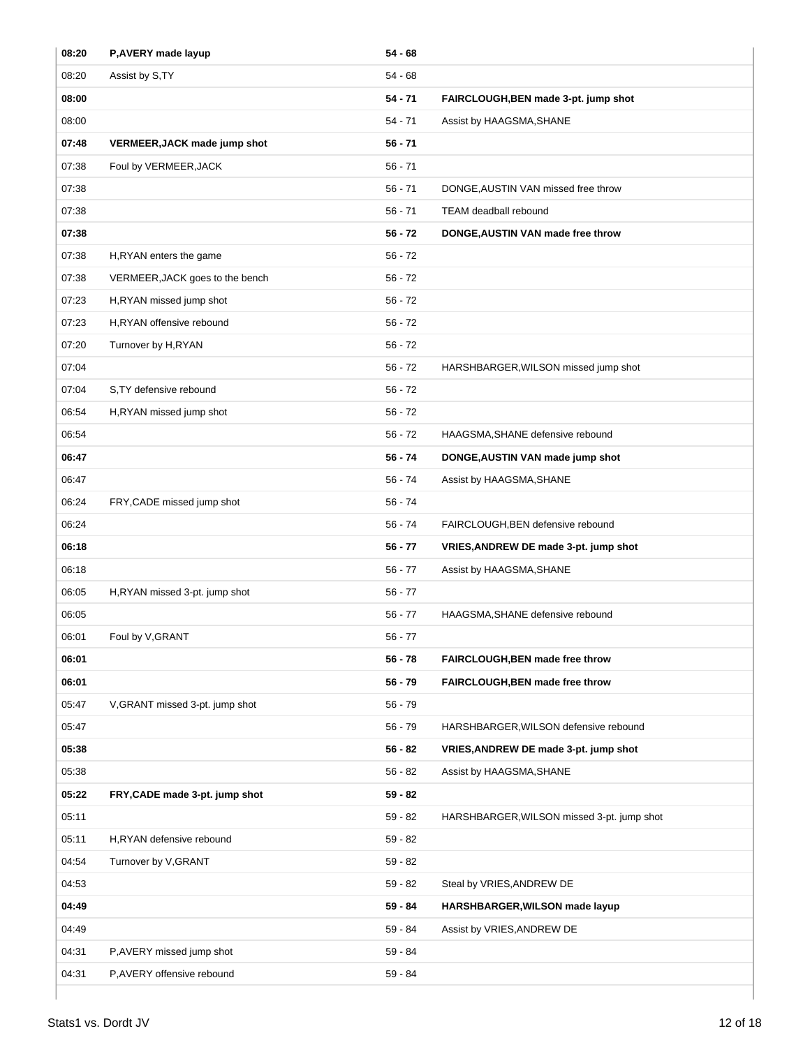| | | | |
|---|---|---|---|
| **08:20** | **P,AVERY made layup** | **54 - 68** | |
| 08:20 | Assist by S,TY | 54 - 68 | |
| **08:00** | | **54 - 71** | **FAIRCLOUGH,BEN made 3-pt. jump shot** |
| 08:00 | | 54 - 71 | Assist by HAAGSMA,SHANE |
| **07:48** | **VERMEER,JACK made jump shot** | **56 - 71** | |
| 07:38 | Foul by VERMEER,JACK | 56 - 71 | |
| 07:38 | | 56 - 71 | DONGE,AUSTIN VAN missed free throw |
| 07:38 | | 56 - 71 | TEAM deadball rebound |
| **07:38** | | **56 - 72** | **DONGE,AUSTIN VAN made free throw** |
| 07:38 | H,RYAN enters the game | 56 - 72 | |
| 07:38 | VERMEER,JACK goes to the bench | 56 - 72 | |
| 07:23 | H,RYAN missed jump shot | 56 - 72 | |
| 07:23 | H,RYAN offensive rebound | 56 - 72 | |
| 07:20 | Turnover by H,RYAN | 56 - 72 | |
| 07:04 | | 56 - 72 | HARSHBARGER,WILSON missed jump shot |
| 07:04 | S,TY defensive rebound | 56 - 72 | |
| 06:54 | H,RYAN missed jump shot | 56 - 72 | |
| 06:54 | | 56 - 72 | HAAGSMA,SHANE defensive rebound |
| **06:47** | | **56 - 74** | **DONGE,AUSTIN VAN made jump shot** |
| 06:47 | | 56 - 74 | Assist by HAAGSMA,SHANE |
| 06:24 | FRY,CADE missed jump shot | 56 - 74 | |
| 06:24 | | 56 - 74 | FAIRCLOUGH,BEN defensive rebound |
| **06:18** | | **56 - 77** | **VRIES,ANDREW DE made 3-pt. jump shot** |
| 06:18 | | 56 - 77 | Assist by HAAGSMA,SHANE |
| 06:05 | H,RYAN missed 3-pt. jump shot | 56 - 77 | |
| 06:05 | | 56 - 77 | HAAGSMA,SHANE defensive rebound |
| 06:01 | Foul by V,GRANT | 56 - 77 | |
| **06:01** | | **56 - 78** | **FAIRCLOUGH,BEN made free throw** |
| **06:01** | | **56 - 79** | **FAIRCLOUGH,BEN made free throw** |
| 05:47 | V,GRANT missed 3-pt. jump shot | 56 - 79 | |
| 05:47 | | 56 - 79 | HARSHBARGER,WILSON defensive rebound |
| **05:38** | | **56 - 82** | **VRIES,ANDREW DE made 3-pt. jump shot** |
| 05:38 | | 56 - 82 | Assist by HAAGSMA,SHANE |
| **05:22** | **FRY,CADE made 3-pt. jump shot** | **59 - 82** | |
| 05:11 | | 59 - 82 | HARSHBARGER,WILSON missed 3-pt. jump shot |
| 05:11 | H,RYAN defensive rebound | 59 - 82 | |
| 04:54 | Turnover by V,GRANT | 59 - 82 | |
| 04:53 | | 59 - 82 | Steal by VRIES,ANDREW DE |
| **04:49** | | **59 - 84** | **HARSHBARGER,WILSON made layup** |
| 04:49 | | 59 - 84 | Assist by VRIES,ANDREW DE |
| 04:31 | P,AVERY missed jump shot | 59 - 84 | |
| 04:31 | P,AVERY offensive rebound | 59 - 84 | |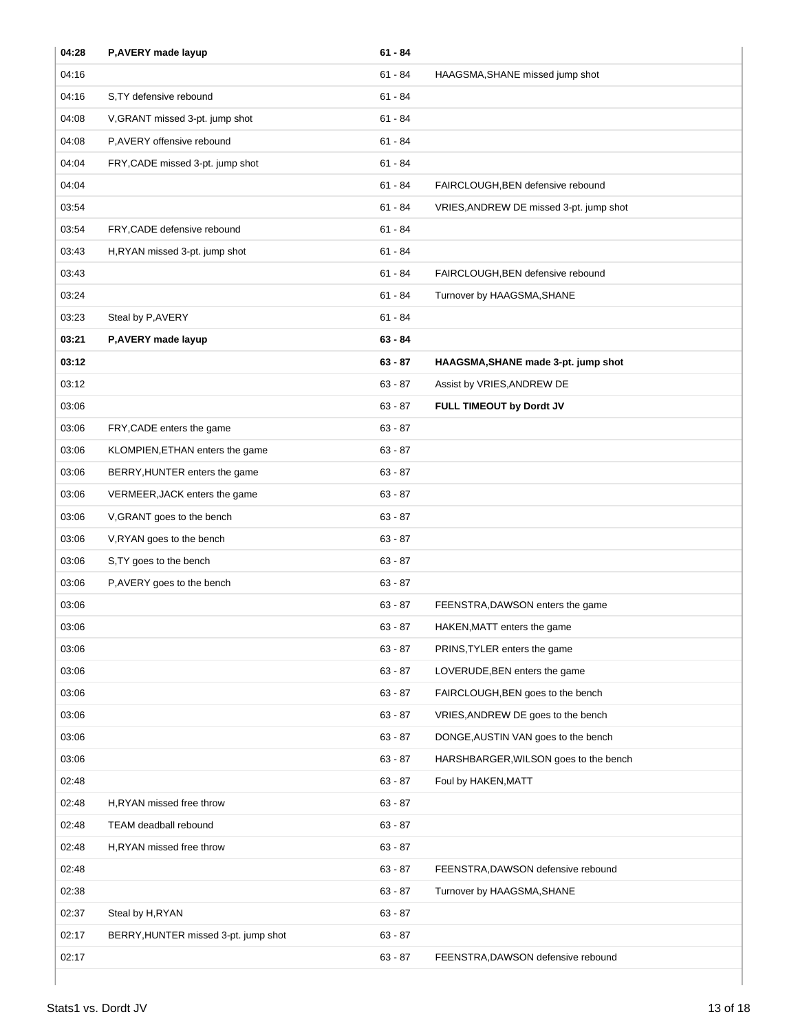| Time | Home | Score | Visitor |
|---|---|---|---|
| **04:28** | **P,AVERY made layup** | **61 - 84** | |
| 04:16 | | 61 - 84 | HAAGSMA,SHANE missed jump shot |
| 04:16 | S,TY defensive rebound | 61 - 84 | |
| 04:08 | V,GRANT missed 3-pt. jump shot | 61 - 84 | |
| 04:08 | P,AVERY offensive rebound | 61 - 84 | |
| 04:04 | FRY,CADE missed 3-pt. jump shot | 61 - 84 | |
| 04:04 | | 61 - 84 | FAIRCLOUGH,BEN defensive rebound |
| 03:54 | | 61 - 84 | VRIES,ANDREW DE missed 3-pt. jump shot |
| 03:54 | FRY,CADE defensive rebound | 61 - 84 | |
| 03:43 | H,RYAN missed 3-pt. jump shot | 61 - 84 | |
| 03:43 | | 61 - 84 | FAIRCLOUGH,BEN defensive rebound |
| 03:24 | | 61 - 84 | Turnover by HAAGSMA,SHANE |
| 03:23 | Steal by P,AVERY | 61 - 84 | |
| **03:21** | **P,AVERY made layup** | **63 - 84** | |
| **03:12** | | **63 - 87** | **HAAGSMA,SHANE made 3-pt. jump shot** |
| 03:12 | | 63 - 87 | Assist by VRIES,ANDREW DE |
| 03:06 | | 63 - 87 | **FULL TIMEOUT by Dordt JV** |
| 03:06 | FRY,CADE enters the game | 63 - 87 | |
| 03:06 | KLOMPIEN,ETHAN enters the game | 63 - 87 | |
| 03:06 | BERRY,HUNTER enters the game | 63 - 87 | |
| 03:06 | VERMEER,JACK enters the game | 63 - 87 | |
| 03:06 | V,GRANT goes to the bench | 63 - 87 | |
| 03:06 | V,RYAN goes to the bench | 63 - 87 | |
| 03:06 | S,TY goes to the bench | 63 - 87 | |
| 03:06 | P,AVERY goes to the bench | 63 - 87 | |
| 03:06 | | 63 - 87 | FEENSTRA,DAWSON enters the game |
| 03:06 | | 63 - 87 | HAKEN,MATT enters the game |
| 03:06 | | 63 - 87 | PRINS,TYLER enters the game |
| 03:06 | | 63 - 87 | LOVERUDE,BEN enters the game |
| 03:06 | | 63 - 87 | FAIRCLOUGH,BEN goes to the bench |
| 03:06 | | 63 - 87 | VRIES,ANDREW DE goes to the bench |
| 03:06 | | 63 - 87 | DONGE,AUSTIN VAN goes to the bench |
| 03:06 | | 63 - 87 | HARSHBARGER,WILSON goes to the bench |
| 02:48 | | 63 - 87 | Foul by HAKEN,MATT |
| 02:48 | H,RYAN missed free throw | 63 - 87 | |
| 02:48 | TEAM deadball rebound | 63 - 87 | |
| 02:48 | H,RYAN missed free throw | 63 - 87 | |
| 02:48 | | 63 - 87 | FEENSTRA,DAWSON defensive rebound |
| 02:38 | | 63 - 87 | Turnover by HAAGSMA,SHANE |
| 02:37 | Steal by H,RYAN | 63 - 87 | |
| 02:17 | BERRY,HUNTER missed 3-pt. jump shot | 63 - 87 | |
| 02:17 | | 63 - 87 | FEENSTRA,DAWSON defensive rebound |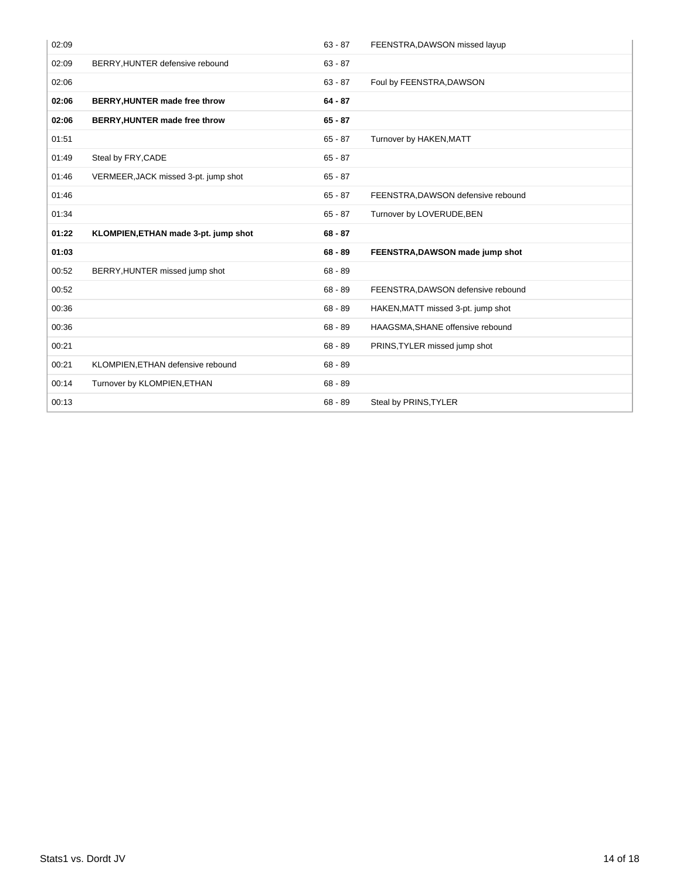| | | | |
|---|---|---|---|
| 02:09 | | 63 - 87 | FEENSTRA,DAWSON missed layup |
| 02:09 | BERRY,HUNTER defensive rebound | 63 - 87 | |
| 02:06 | | 63 - 87 | Foul by FEENSTRA,DAWSON |
| **02:06** | **BERRY,HUNTER made free throw** | **64 - 87** | |
| **02:06** | **BERRY,HUNTER made free throw** | **65 - 87** | |
| 01:51 | | 65 - 87 | Turnover by HAKEN,MATT |
| 01:49 | Steal by FRY,CADE | 65 - 87 | |
| 01:46 | VERMEER,JACK missed 3-pt. jump shot | 65 - 87 | |
| 01:46 | | 65 - 87 | FEENSTRA,DAWSON defensive rebound |
| 01:34 | | 65 - 87 | Turnover by LOVERUDE,BEN |
| **01:22** | **KLOMPIEN,ETHAN made 3-pt. jump shot** | **68 - 87** | |
| **01:03** | | **68 - 89** | **FEENSTRA,DAWSON made jump shot** |
| 00:52 | BERRY,HUNTER missed jump shot | 68 - 89 | |
| 00:52 | | 68 - 89 | FEENSTRA,DAWSON defensive rebound |
| 00:36 | | 68 - 89 | HAKEN,MATT missed 3-pt. jump shot |
| 00:36 | | 68 - 89 | HAAGSMA,SHANE offensive rebound |
| 00:21 | | 68 - 89 | PRINS,TYLER missed jump shot |
| 00:21 | KLOMPIEN,ETHAN defensive rebound | 68 - 89 | |
| 00:14 | Turnover by KLOMPIEN,ETHAN | 68 - 89 | |
| 00:13 | | 68 - 89 | Steal by PRINS,TYLER |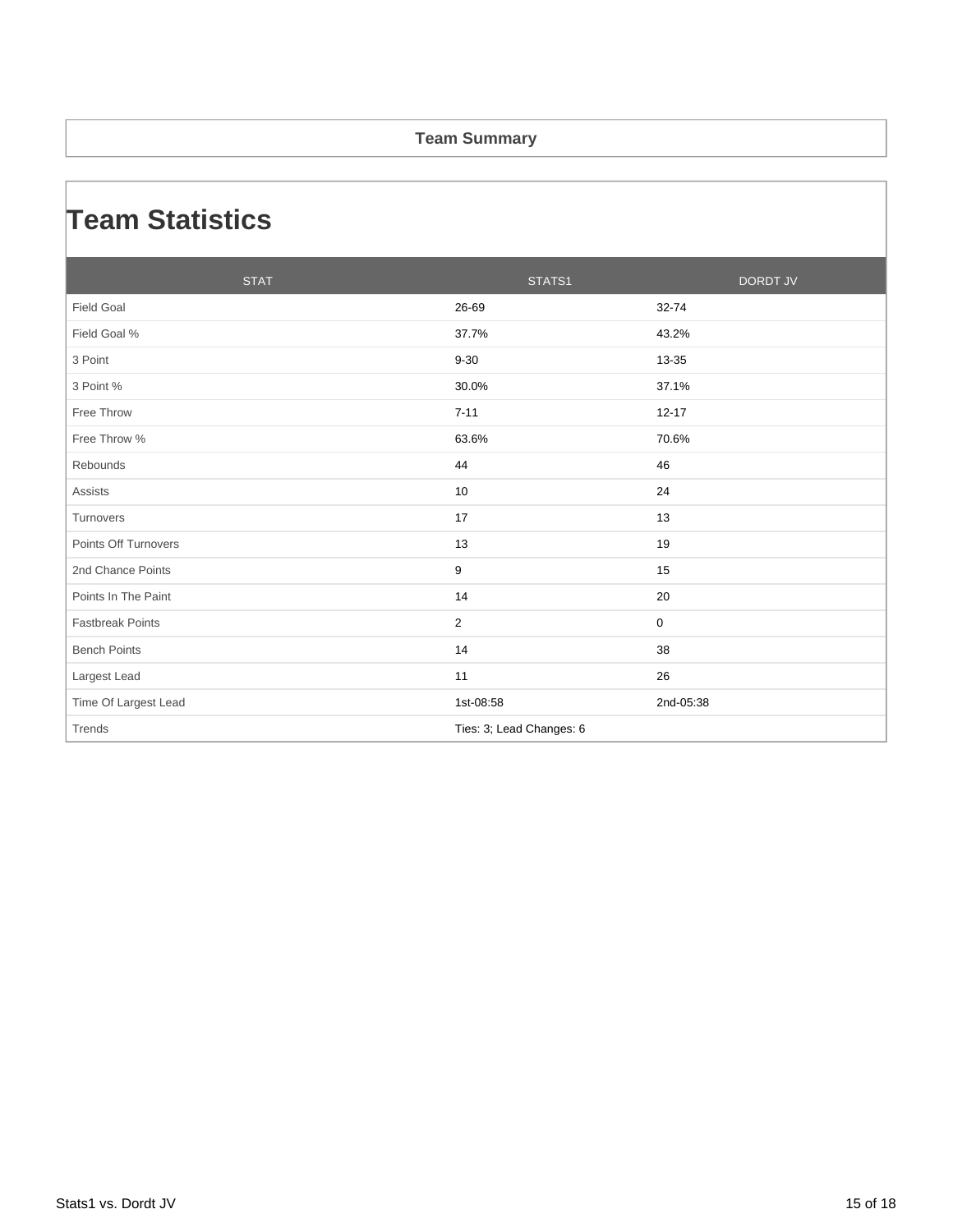## Team Summary

# Team Statistics

| STAT | STATS1 | DORDT JV |
|---|---|---|
| Field Goal | 26-69 | 32-74 |
| Field Goal % | 37.7% | 43.2% |
| 3 Point | 9-30 | 13-35 |
| 3 Point % | 30.0% | 37.1% |
| Free Throw | 7-11 | 12-17 |
| Free Throw % | 63.6% | 70.6% |
| Rebounds | 44 | 46 |
| Assists | 10 | 24 |
| Turnovers | 17 | 13 |
| Points Off Turnovers | 13 | 19 |
| 2nd Chance Points | 9 | 15 |
| Points In The Paint | 14 | 20 |
| Fastbreak Points | 2 | 0 |
| Bench Points | 14 | 38 |
| Largest Lead | 11 | 26 |
| Time Of Largest Lead | 1st-08:58 | 2nd-05:38 |
| Trends | Ties: 3; Lead Changes: 6 | |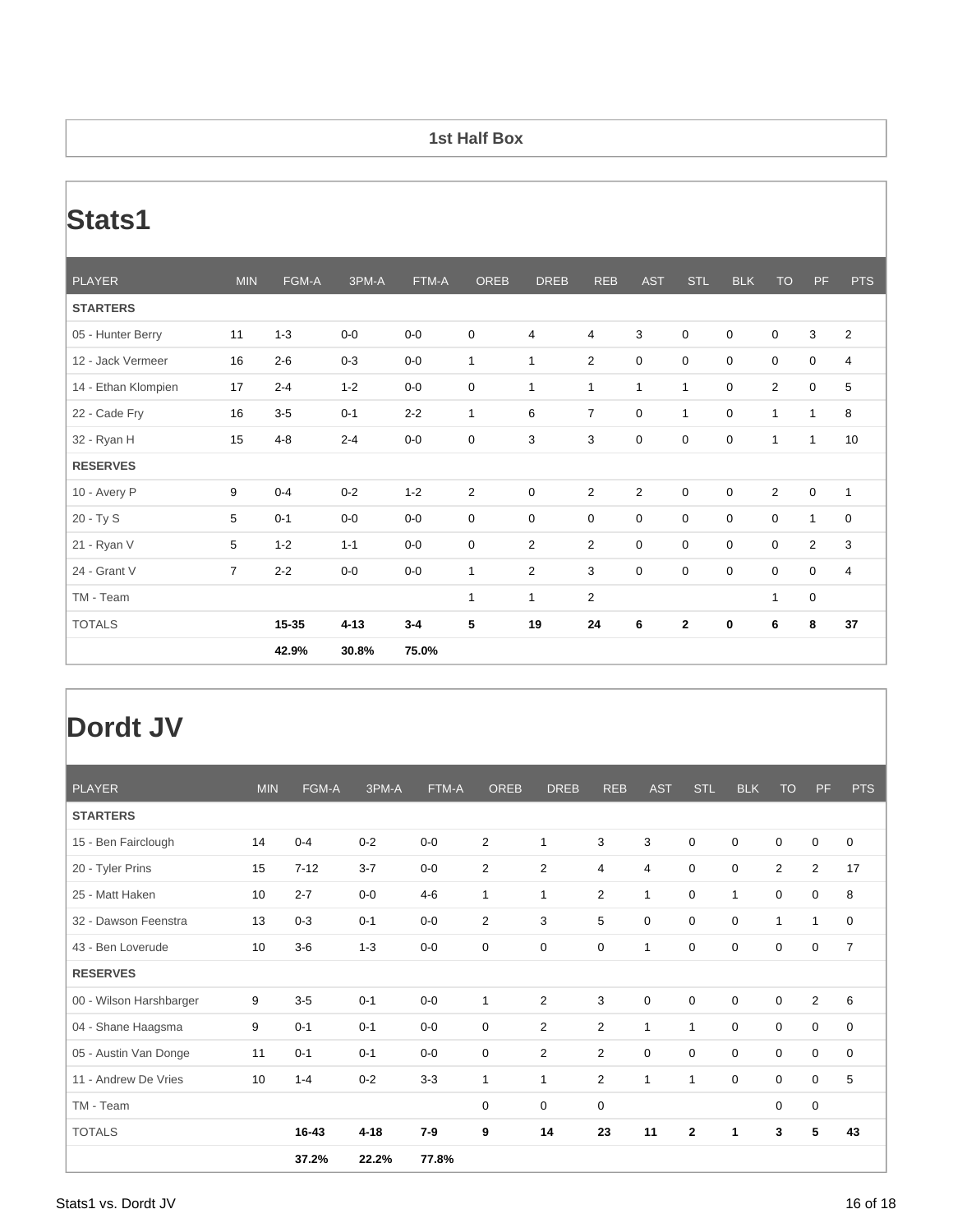**1st Half Box**

# Stats1

| PLAYER | MIN | FGM-A | 3PM-A | FTM-A | OREB | DREB | REB | AST | STL | BLK | TO | PF | PTS |
|---|---|---|---|---|---|---|---|---|---|---|---|---|---|
| **STARTERS** | | | | | | | | | | | | | |
| 05 - Hunter Berry | 11 | 1-3 | 0-0 | 0-0 | 0 | 4 | 4 | 3 | 0 | 0 | 0 | 3 | 2 |
| 12 - Jack Vermeer | 16 | 2-6 | 0-3 | 0-0 | 1 | 1 | 2 | 0 | 0 | 0 | 0 | 0 | 4 |
| 14 - Ethan Klompien | 17 | 2-4 | 1-2 | 0-0 | 0 | 1 | 1 | 1 | 1 | 0 | 2 | 0 | 5 |
| 22 - Cade Fry | 16 | 3-5 | 0-1 | 2-2 | 1 | 6 | 7 | 0 | 1 | 0 | 1 | 1 | 8 |
| 32 - Ryan H | 15 | 4-8 | 2-4 | 0-0 | 0 | 3 | 3 | 0 | 0 | 0 | 1 | 1 | 10 |
| **RESERVES** | | | | | | | | | | | | | |
| 10 - Avery P | 9 | 0-4 | 0-2 | 1-2 | 2 | 0 | 2 | 2 | 0 | 0 | 2 | 0 | 1 |
| 20 - Ty S | 5 | 0-1 | 0-0 | 0-0 | 0 | 0 | 0 | 0 | 0 | 0 | 0 | 1 | 0 |
| 21 - Ryan V | 5 | 1-2 | 1-1 | 0-0 | 0 | 2 | 2 | 0 | 0 | 0 | 0 | 2 | 3 |
| 24 - Grant V | 7 | 2-2 | 0-0 | 0-0 | 1 | 2 | 3 | 0 | 0 | 0 | 0 | 0 | 4 |
| TM - Team | | | | | 1 | 1 | 2 | | | | 1 | 0 | |
| TOTALS | | **15-35** | **4-13** | **3-4** | **5** | **19** | **24** | **6** | **2** | **0** | **6** | **8** | **37** |
| | | **42.9%** | **30.8%** | **75.0%** | | | | | | | | | |

# Dordt JV

| PLAYER | MIN | FGM-A | 3PM-A | FTM-A | OREB | DREB | REB | AST | STL | BLK | TO | PF | PTS |
|---|---|---|---|---|---|---|---|---|---|---|---|---|---|
| **STARTERS** | | | | | | | | | | | | | |
| 15 - Ben Fairclough | 14 | 0-4 | 0-2 | 0-0 | 2 | 1 | 3 | 3 | 0 | 0 | 0 | 0 | 0 |
| 20 - Tyler Prins | 15 | 7-12 | 3-7 | 0-0 | 2 | 2 | 4 | 4 | 0 | 0 | 2 | 2 | 17 |
| 25 - Matt Haken | 10 | 2-7 | 0-0 | 4-6 | 1 | 1 | 2 | 1 | 0 | 1 | 0 | 0 | 8 |
| 32 - Dawson Feenstra | 13 | 0-3 | 0-1 | 0-0 | 2 | 3 | 5 | 0 | 0 | 0 | 1 | 1 | 0 |
| 43 - Ben Loverude | 10 | 3-6 | 1-3 | 0-0 | 0 | 0 | 0 | 1 | 0 | 0 | 0 | 0 | 7 |
| **RESERVES** | | | | | | | | | | | | | |
| 00 - Wilson Harshbarger | 9 | 3-5 | 0-1 | 0-0 | 1 | 2 | 3 | 0 | 0 | 0 | 0 | 2 | 6 |
| 04 - Shane Haagsma | 9 | 0-1 | 0-1 | 0-0 | 0 | 2 | 2 | 1 | 1 | 0 | 0 | 0 | 0 |
| 05 - Austin Van Donge | 11 | 0-1 | 0-1 | 0-0 | 0 | 2 | 2 | 0 | 0 | 0 | 0 | 0 | 0 |
| 11 - Andrew De Vries | 10 | 1-4 | 0-2 | 3-3 | 1 | 1 | 2 | 1 | 1 | 0 | 0 | 0 | 5 |
| TM - Team | | | | | 0 | 0 | 0 | | | | 0 | 0 | |
| TOTALS | | **16-43** | **4-18** | **7-9** | **9** | **14** | **23** | **11** | **2** | **1** | **3** | **5** | **43** |
| | | **37.2%** | **22.2%** | **77.8%** | | | | | | | | | |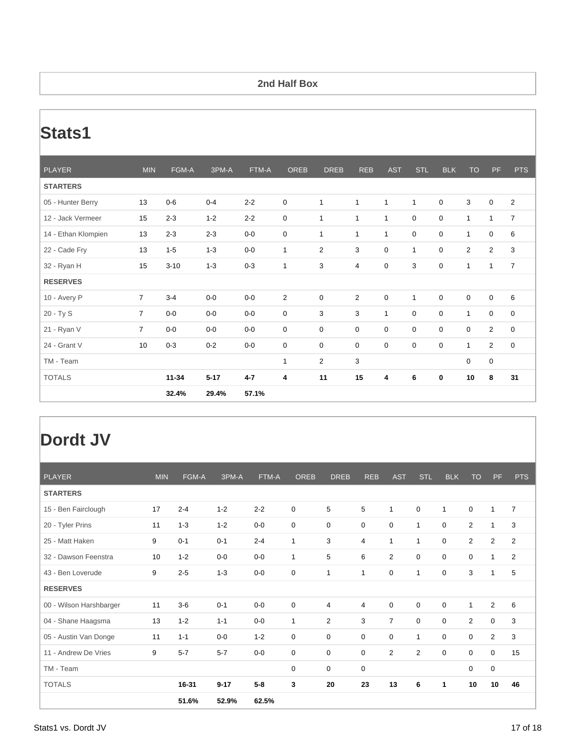**2nd Half Box**

## Stats1

| PLAYER | MIN | FGM-A | 3PM-A | FTM-A | OREB | DREB | REB | AST | STL | BLK | TO | PF | PTS |
|---|---|---|---|---|---|---|---|---|---|---|---|---|---|
| **STARTERS** | | | | | | | | | | | | | |
| 05 - Hunter Berry | 13 | 0-6 | 0-4 | 2-2 | 0 | 1 | 1 | 1 | 1 | 0 | 3 | 0 | 2 |
| 12 - Jack Vermeer | 15 | 2-3 | 1-2 | 2-2 | 0 | 1 | 1 | 1 | 0 | 0 | 1 | 1 | 7 |
| 14 - Ethan Klompien | 13 | 2-3 | 2-3 | 0-0 | 0 | 1 | 1 | 1 | 0 | 0 | 1 | 0 | 6 |
| 22 - Cade Fry | 13 | 1-5 | 1-3 | 0-0 | 1 | 2 | 3 | 0 | 1 | 0 | 2 | 2 | 3 |
| 32 - Ryan H | 15 | 3-10 | 1-3 | 0-3 | 1 | 3 | 4 | 0 | 3 | 0 | 1 | 1 | 7 |
| **RESERVES** | | | | | | | | | | | | | |
| 10 - Avery P | 7 | 3-4 | 0-0 | 0-0 | 2 | 0 | 2 | 0 | 1 | 0 | 0 | 0 | 6 |
| 20 - Ty S | 7 | 0-0 | 0-0 | 0-0 | 0 | 3 | 3 | 1 | 0 | 0 | 1 | 0 | 0 |
| 21 - Ryan V | 7 | 0-0 | 0-0 | 0-0 | 0 | 0 | 0 | 0 | 0 | 0 | 0 | 2 | 0 |
| 24 - Grant V | 10 | 0-3 | 0-2 | 0-0 | 0 | 0 | 0 | 0 | 0 | 0 | 1 | 2 | 0 |
| TM - Team | | | | | 1 | 2 | 3 | | | | 0 | 0 | |
| TOTALS | | **11-34** | **5-17** | **4-7** | **4** | **11** | **15** | **4** | **6** | **0** | **10** | **8** | **31** |
| | | **32.4%** | **29.4%** | **57.1%** | | | | | | | | | |

## Dordt JV

| PLAYER | MIN | FGM-A | 3PM-A | FTM-A | OREB | DREB | REB | AST | STL | BLK | TO | PF | PTS |
|---|---|---|---|---|---|---|---|---|---|---|---|---|---|
| **STARTERS** | | | | | | | | | | | | | |
| 15 - Ben Fairclough | 17 | 2-4 | 1-2 | 2-2 | 0 | 5 | 5 | 1 | 0 | 1 | 0 | 1 | 7 |
| 20 - Tyler Prins | 11 | 1-3 | 1-2 | 0-0 | 0 | 0 | 0 | 0 | 1 | 0 | 2 | 1 | 3 |
| 25 - Matt Haken | 9 | 0-1 | 0-1 | 2-4 | 1 | 3 | 4 | 1 | 1 | 0 | 2 | 2 | 2 |
| 32 - Dawson Feenstra | 10 | 1-2 | 0-0 | 0-0 | 1 | 5 | 6 | 2 | 0 | 0 | 0 | 1 | 2 |
| 43 - Ben Loverude | 9 | 2-5 | 1-3 | 0-0 | 0 | 1 | 1 | 0 | 1 | 0 | 3 | 1 | 5 |
| **RESERVES** | | | | | | | | | | | | | |
| 00 - Wilson Harshbarger | 11 | 3-6 | 0-1 | 0-0 | 0 | 4 | 4 | 0 | 0 | 0 | 1 | 2 | 6 |
| 04 - Shane Haagsma | 13 | 1-2 | 1-1 | 0-0 | 1 | 2 | 3 | 7 | 0 | 0 | 2 | 0 | 3 |
| 05 - Austin Van Donge | 11 | 1-1 | 0-0 | 1-2 | 0 | 0 | 0 | 0 | 1 | 0 | 0 | 2 | 3 |
| 11 - Andrew De Vries | 9 | 5-7 | 5-7 | 0-0 | 0 | 0 | 0 | 2 | 2 | 0 | 0 | 0 | 15 |
| TM - Team | | | | | 0 | 0 | 0 | | | | 0 | 0 | |
| TOTALS | | **16-31** | **9-17** | **5-8** | **3** | **20** | **23** | **13** | **6** | **1** | **10** | **10** | **46** |
| | | **51.6%** | **52.9%** | **62.5%** | | | | | | | | | |